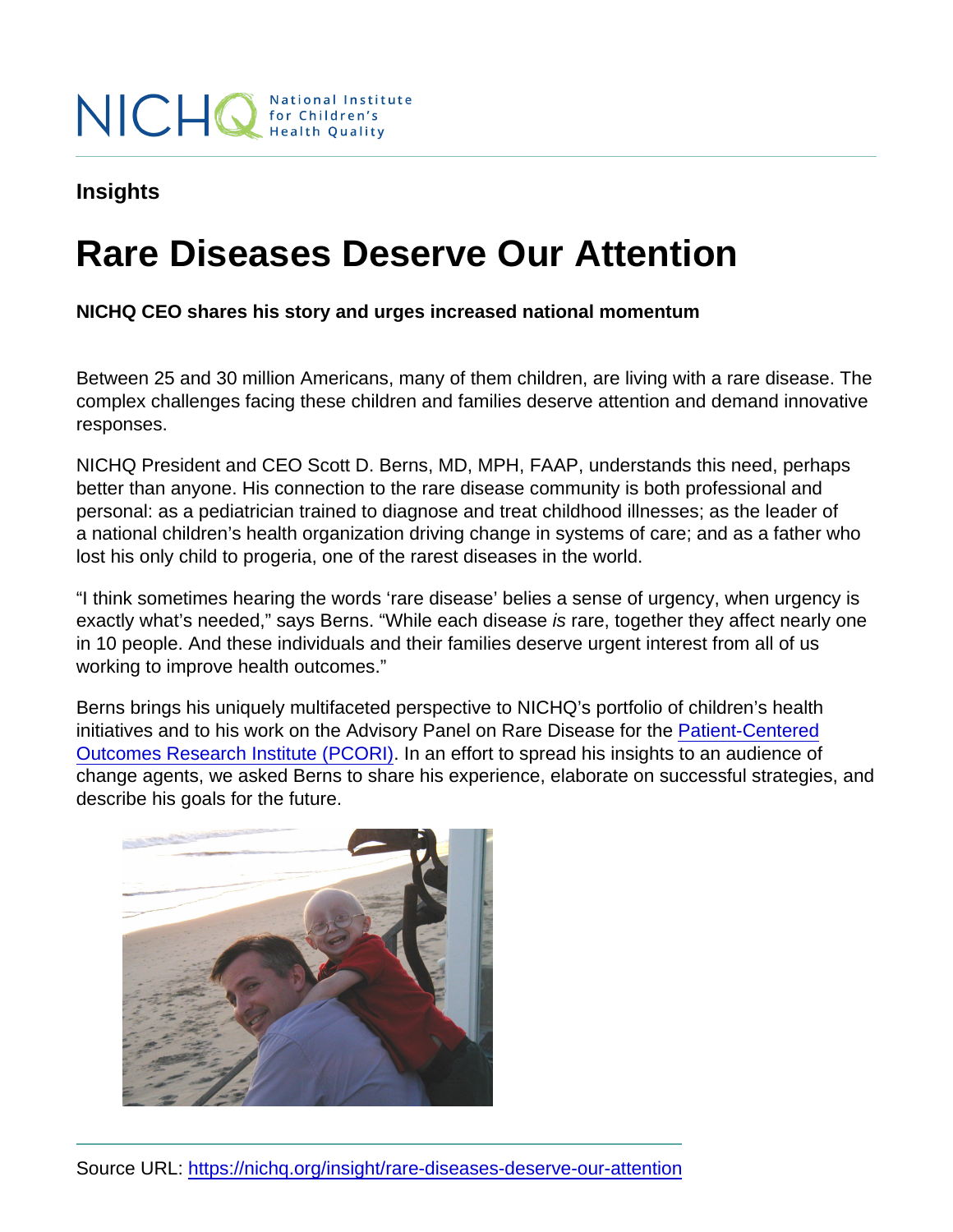**Insights**

# Rare Diseases Deserve Our Attention

**NICHQ CEO shares his story and urges increased national momentum**

Between 25 and 30 million Americans, many of them children, are living with a rare disease. The complex challenges facing these children and families deserve attention and demand innovative responses.

NICHQ President and CEO Scott D. Berns, MD, MPH, FAAP, understands this need, perhaps better than anyone. His connection to the rare disease community is both professional and personal: as a pediatrician trained to diagnose and treat childhood illnesses; as the leader of a national children's health organization driving change in systems of care; and as a father who lost his only child to progeria, one of the rarest diseases in the world.

"I think sometimes hearing the words 'rare disease' belies a sense of urgency, when urgency is exactly what's needed," says Berns. "While each disease *is* rare, together they affect nearly one in 10 people. And these individuals and their families deserve urgent interest from all of us working to improve health outcomes."

Berns brings his uniquely multifaceted perspective to NICHQ's portfolio of children's health initiatives and to his work on the Advisory Panel on Rare Disease for the [Patient-Centered Outcomes Research Institute (PCORI)](https://www.pcori.org/). In an effort to spread his insights to an audience of change agents, we asked Berns to share his experience, elaborate on successful strategies, and describe his goals for the future.

Source URL: https://nichq.org/insight/rare-diseases-deserve-our-attention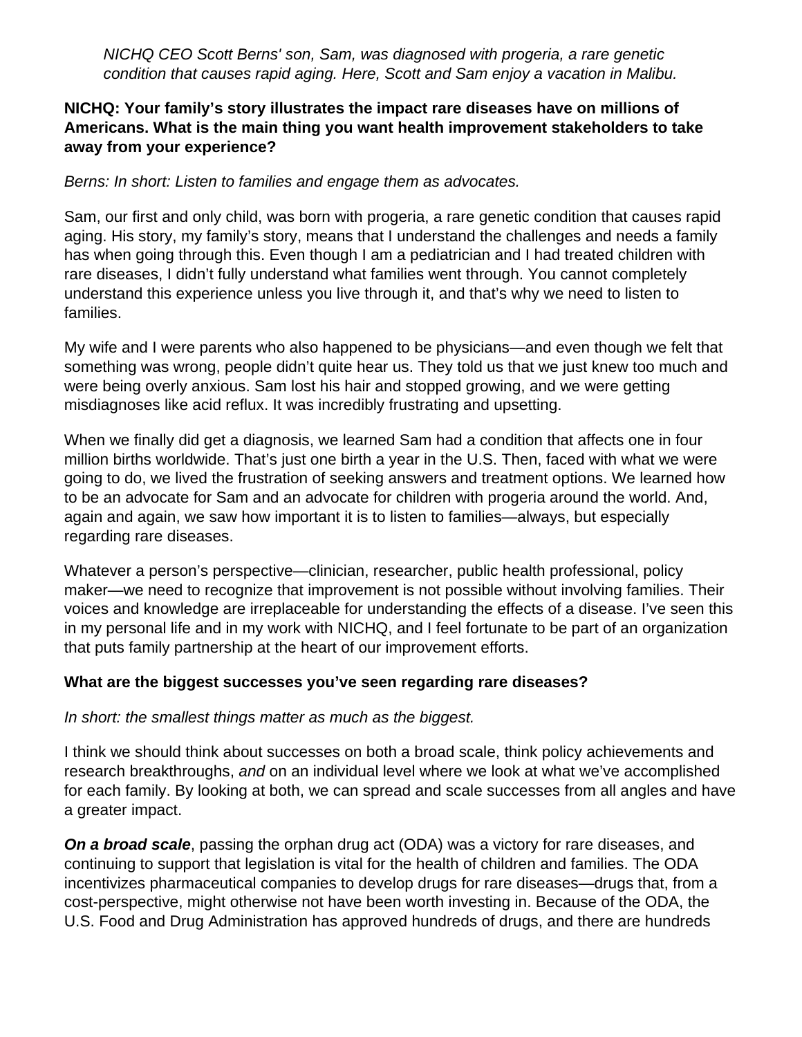*NICHQ CEO Scott Berns' son, Sam, was diagnosed with progeria, a rare genetic condition that causes rapid aging. Here, Scott and Sam enjoy a vacation in Malibu.*

**NICHQ: Your family's story illustrates the impact rare diseases have on millions of Americans. What is the main thing you want health improvement stakeholders to take away from your experience?**

*Berns: In short: Listen to families and engage them as advocates.*

Sam, our first and only child, was born with progeria, a rare genetic condition that causes rapid aging. His story, my family's story, means that I understand the challenges and needs a family has when going through this. Even though I am a pediatrician and I had treated children with rare diseases, I didn't fully understand what families went through. You cannot completely understand this experience unless you live through it, and that's why we need to listen to families.

My wife and I were parents who also happened to be physicians—and even though we felt that something was wrong, people didn't quite hear us. They told us that we just knew too much and were being overly anxious. Sam lost his hair and stopped growing, and we were getting misdiagnoses like acid reflux. It was incredibly frustrating and upsetting.

When we finally did get a diagnosis, we learned Sam had a condition that affects one in four million births worldwide. That's just one birth a year in the U.S. Then, faced with what we were going to do, we lived the frustration of seeking answers and treatment options. We learned how to be an advocate for Sam and an advocate for children with progeria around the world. And, again and again, we saw how important it is to listen to families—always, but especially regarding rare diseases.

Whatever a person's perspective—clinician, researcher, public health professional, policy maker—we need to recognize that improvement is not possible without involving families. Their voices and knowledge are irreplaceable for understanding the effects of a disease. I've seen this in my personal life and in my work with NICHQ, and I feel fortunate to be part of an organization that puts family partnership at the heart of our improvement efforts.

**What are the biggest successes you've seen regarding rare diseases?**

*In short: the smallest things matter as much as the biggest.*

I think we should think about successes on both a broad scale, think policy achievements and research breakthroughs, *and* on an individual level where we look at what we've accomplished for each family. By looking at both, we can spread and scale successes from all angles and have a greater impact.

***On a broad scale***, passing the orphan drug act (ODA) was a victory for rare diseases, and continuing to support that legislation is vital for the health of children and families. The ODA incentivizes pharmaceutical companies to develop drugs for rare diseases—drugs that, from a cost-perspective, might otherwise not have been worth investing in. Because of the ODA, the U.S. Food and Drug Administration has approved hundreds of drugs, and there are hundreds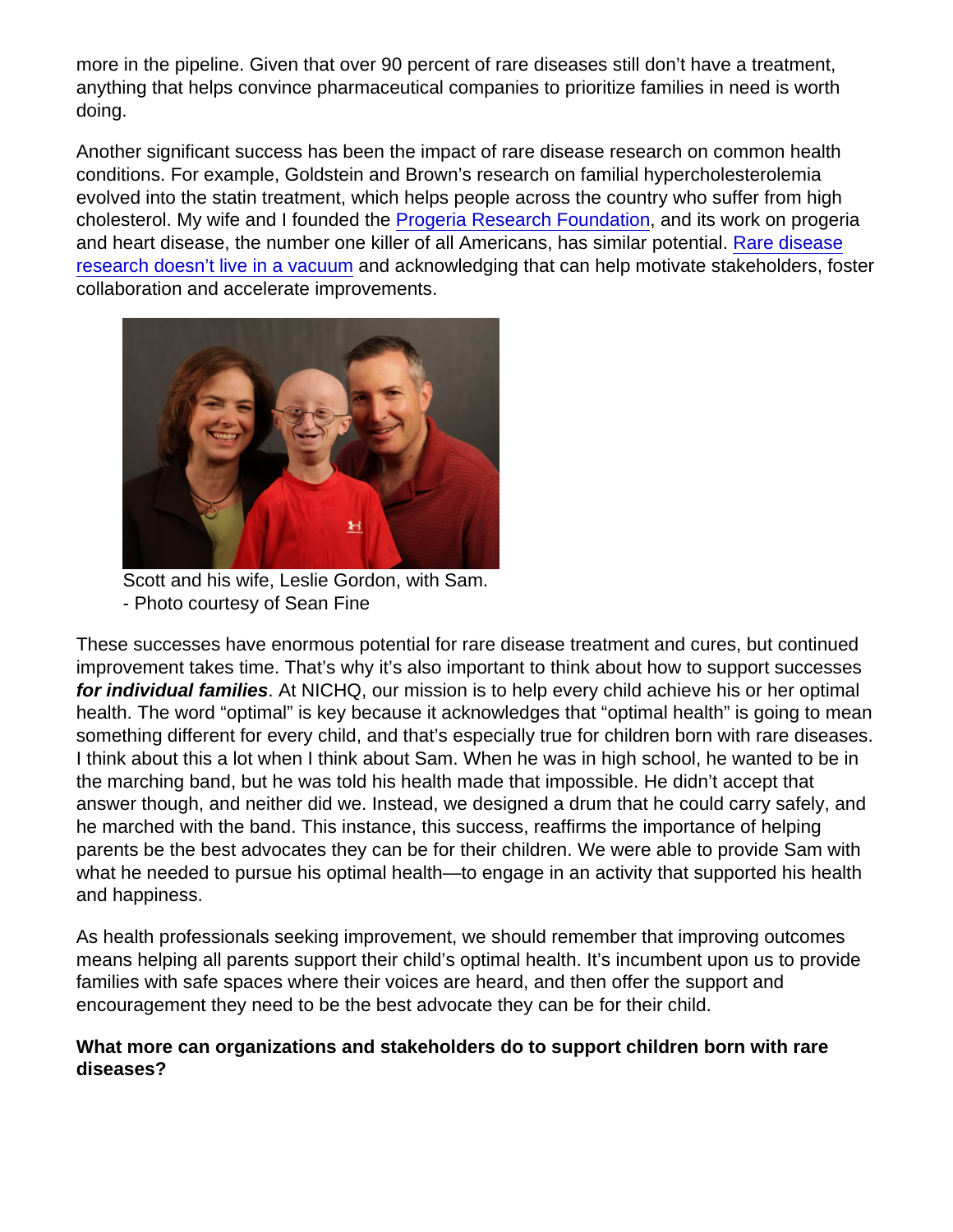more in the pipeline. Given that over 90 percent of rare diseases still don't have a treatment, anything that helps convince pharmaceutical companies to prioritize families in need is worth doing.

Another significant success has been the impact of rare disease research on common health conditions. For example, Goldstein and Brown's research on familial hypercholesterolemia evolved into the statin treatment, which helps people across the country who suffer from high cholesterol. My wife and I founded the Progeria Research Foundation, and its work on progeria and heart disease, the number one killer of all Americans, has similar potential. Rare disease research doesn't live in a vacuum and acknowledging that can help motivate stakeholders, foster collaboration and accelerate improvements.

Scott and his wife, Leslie Gordon, with Sam.
- Photo courtesy of Sean Fine

These successes have enormous potential for rare disease treatment and cures, but continued improvement takes time. That's why it's also important to think about how to support successes ***for individual families***. At NICHQ, our mission is to help every child achieve his or her optimal health. The word "optimal" is key because it acknowledges that "optimal health" is going to mean something different for every child, and that's especially true for children born with rare diseases. I think about this a lot when I think about Sam. When he was in high school, he wanted to be in the marching band, but he was told his health made that impossible. He didn't accept that answer though, and neither did we. Instead, we designed a drum that he could carry safely, and he marched with the band. This instance, this success, reaffirms the importance of helping parents be the best advocates they can be for their children. We were able to provide Sam with what he needed to pursue his optimal health—to engage in an activity that supported his health and happiness.

As health professionals seeking improvement, we should remember that improving outcomes means helping all parents support their child's optimal health. It's incumbent upon us to provide families with safe spaces where their voices are heard, and then offer the support and encouragement they need to be the best advocate they can be for their child.

**What more can organizations and stakeholders do to support children born with rare diseases?**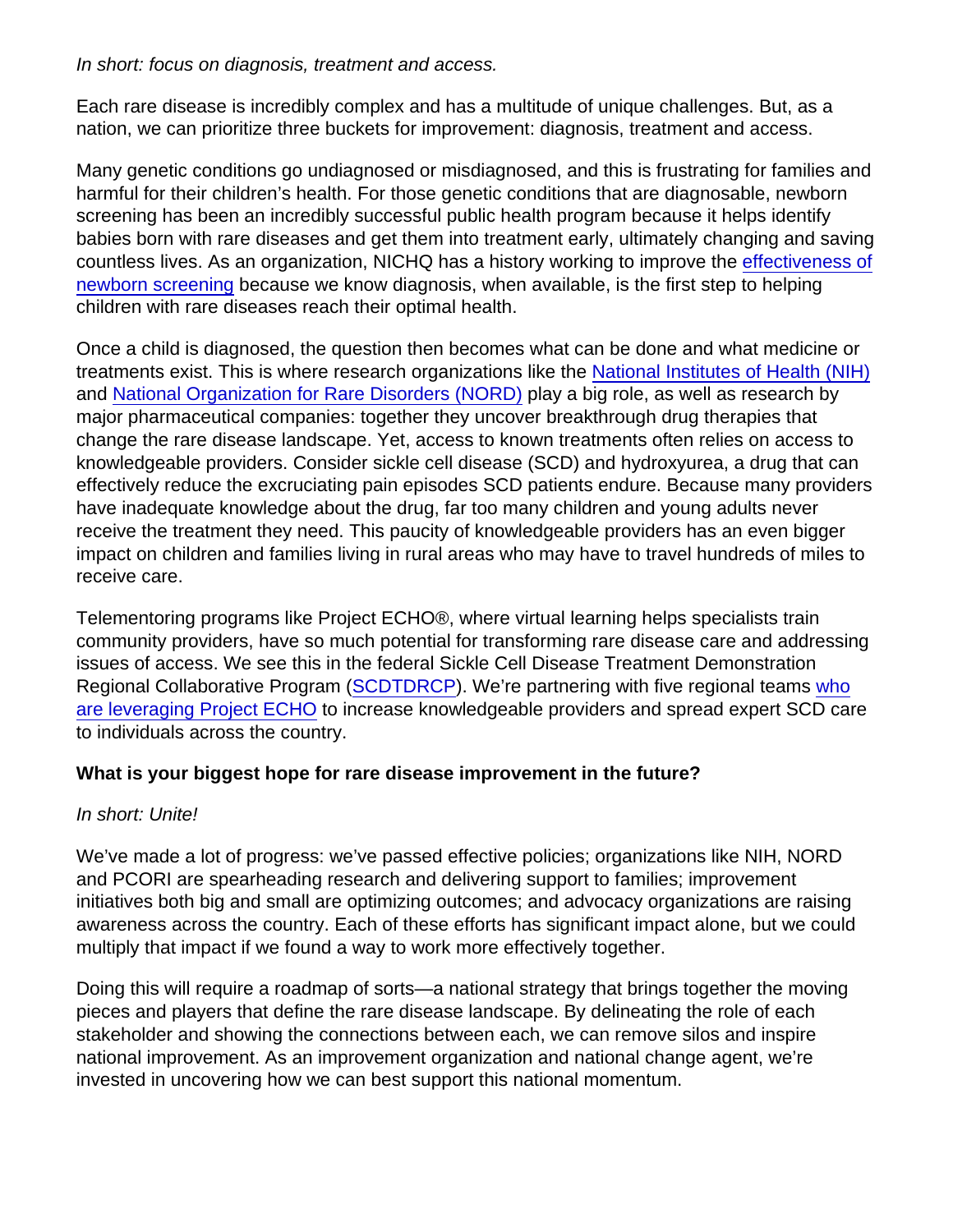*In short: focus on diagnosis, treatment and access.*

Each rare disease is incredibly complex and has a multitude of unique challenges. But, as a nation, we can prioritize three buckets for improvement: diagnosis, treatment and access.

Many genetic conditions go undiagnosed or misdiagnosed, and this is frustrating for families and harmful for their children's health. For those genetic conditions that are diagnosable, newborn screening has been an incredibly successful public health program because it helps identify babies born with rare diseases and get them into treatment early, ultimately changing and saving countless lives. As an organization, NICHQ has a history working to improve the effectiveness of newborn screening because we know diagnosis, when available, is the first step to helping children with rare diseases reach their optimal health.

Once a child is diagnosed, the question then becomes what can be done and what medicine or treatments exist. This is where research organizations like the National Institutes of Health (NIH) and National Organization for Rare Disorders (NORD) play a big role, as well as research by major pharmaceutical companies: together they uncover breakthrough drug therapies that change the rare disease landscape. Yet, access to known treatments often relies on access to knowledgeable providers. Consider sickle cell disease (SCD) and hydroxyurea, a drug that can effectively reduce the excruciating pain episodes SCD patients endure. Because many providers have inadequate knowledge about the drug, far too many children and young adults never receive the treatment they need. This paucity of knowledgeable providers has an even bigger impact on children and families living in rural areas who may have to travel hundreds of miles to receive care.

Telementoring programs like Project ECHO®, where virtual learning helps specialists train community providers, have so much potential for transforming rare disease care and addressing issues of access. We see this in the federal Sickle Cell Disease Treatment Demonstration Regional Collaborative Program (SCDTDRCP). We're partnering with five regional teams who are leveraging Project ECHO to increase knowledgeable providers and spread expert SCD care to individuals across the country.

**What is your biggest hope for rare disease improvement in the future?**

*In short: Unite!*

We've made a lot of progress: we've passed effective policies; organizations like NIH, NORD and PCORI are spearheading research and delivering support to families; improvement initiatives both big and small are optimizing outcomes; and advocacy organizations are raising awareness across the country. Each of these efforts has significant impact alone, but we could multiply that impact if we found a way to work more effectively together.

Doing this will require a roadmap of sorts—a national strategy that brings together the moving pieces and players that define the rare disease landscape. By delineating the role of each stakeholder and showing the connections between each, we can remove silos and inspire national improvement. As an improvement organization and national change agent, we're invested in uncovering how we can best support this national momentum.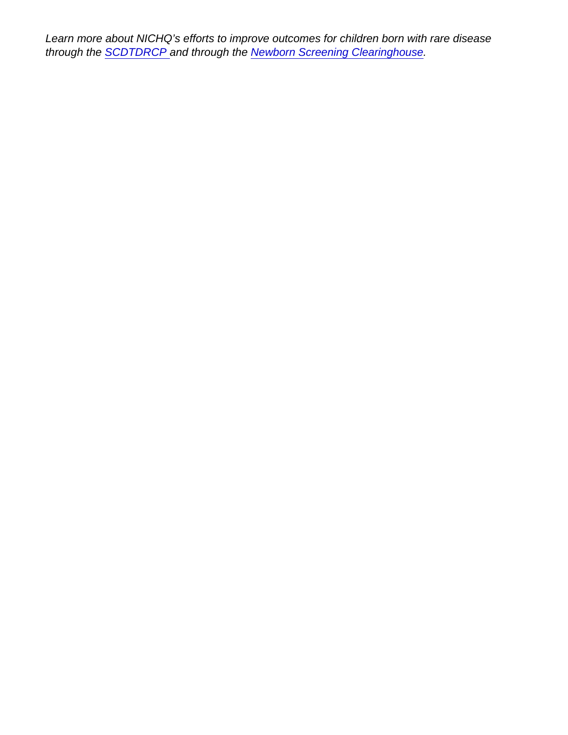*Learn more about NICHQ's efforts to improve outcomes for children born with rare disease through the SCDTDRCP and through the Newborn Screening Clearinghouse.*